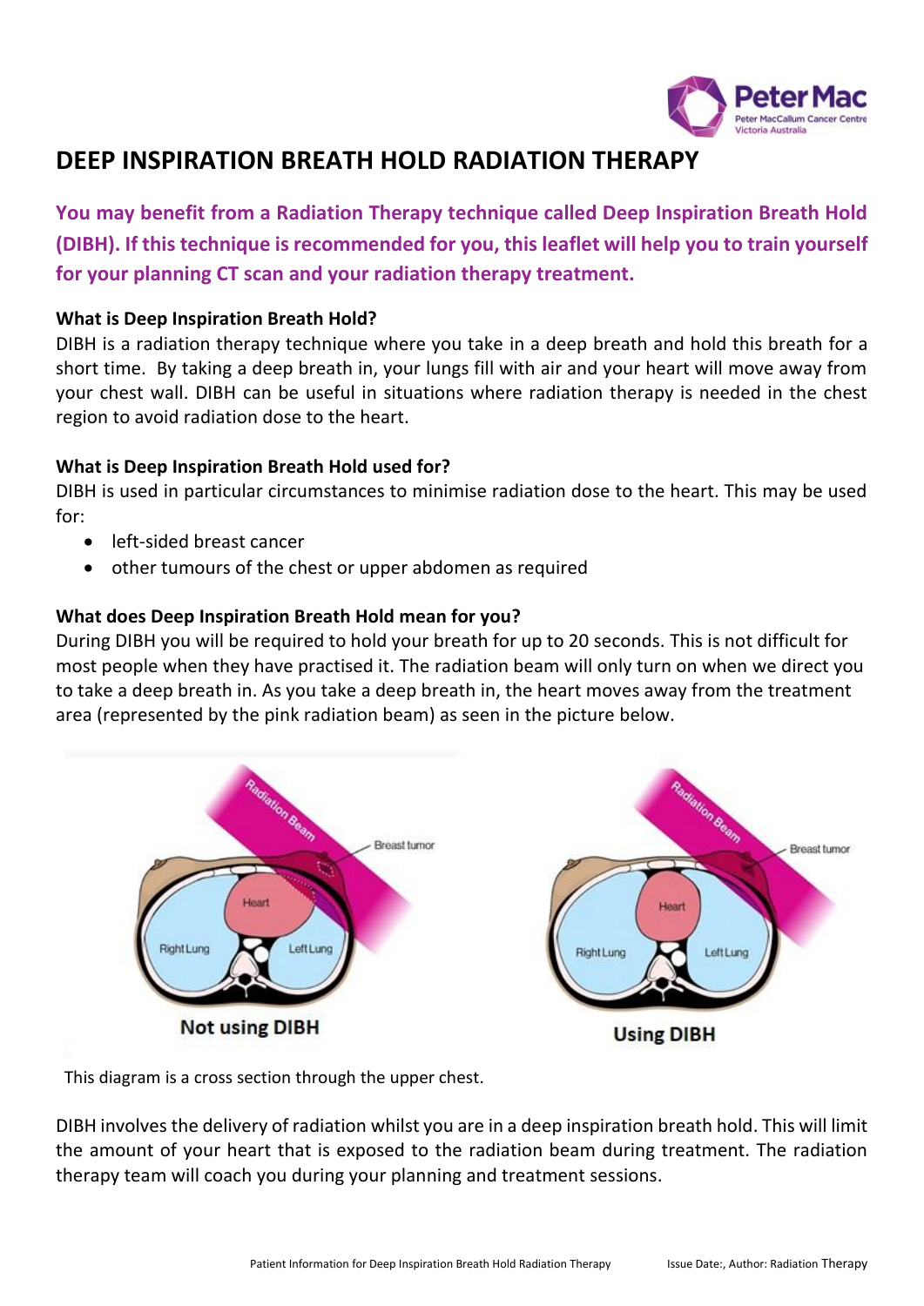# DEEP INSPIRATION BREATH HOLD RADIATION THERAPY

**You may benefit from a Radiation Therapy technique called Deep Inspiration Breath Hold (DIBH). If this technique is recommended for you, this leaflet will help you to train yourself for your planning CT scan and your radiation therapy treatment.**

**What is Deep Inspiration Breath Hold?**

DIBH is a radiation therapy technique where you take in a deep breath and hold this breath for a short time. By taking a deep breath in, your lungs fill with air and your heart will move away from your chest wall. DIBH can be useful in situations where radiation therapy is needed in the chest region to avoid radiation dose to the heart.

**What is Deep Inspiration Breath Hold used for?**

DIBH is used in particular circumstances to minimise radiation dose to the heart. This may be used for:

- left-sided breast cancer
- other tumours of the chest or upper abdomen as required

**What does Deep Inspiration Breath Hold mean for you?**

During DIBH you will be required to hold your breath for up to 20 seconds. This is not difficult for most people when they have practised it. The radiation beam will only turn on when we direct you to take a deep breath in. As you take a deep breath in, the heart moves away from the treatment area (represented by the pink radiation beam) as seen in the picture below.

This diagram is a cross section through the upper chest.

DIBH involves the delivery of radiation whilst you are in a deep inspiration breath hold. This will limit the amount of your heart that is exposed to the radiation beam during treatment. The radiation therapy team will coach you during your planning and treatment sessions.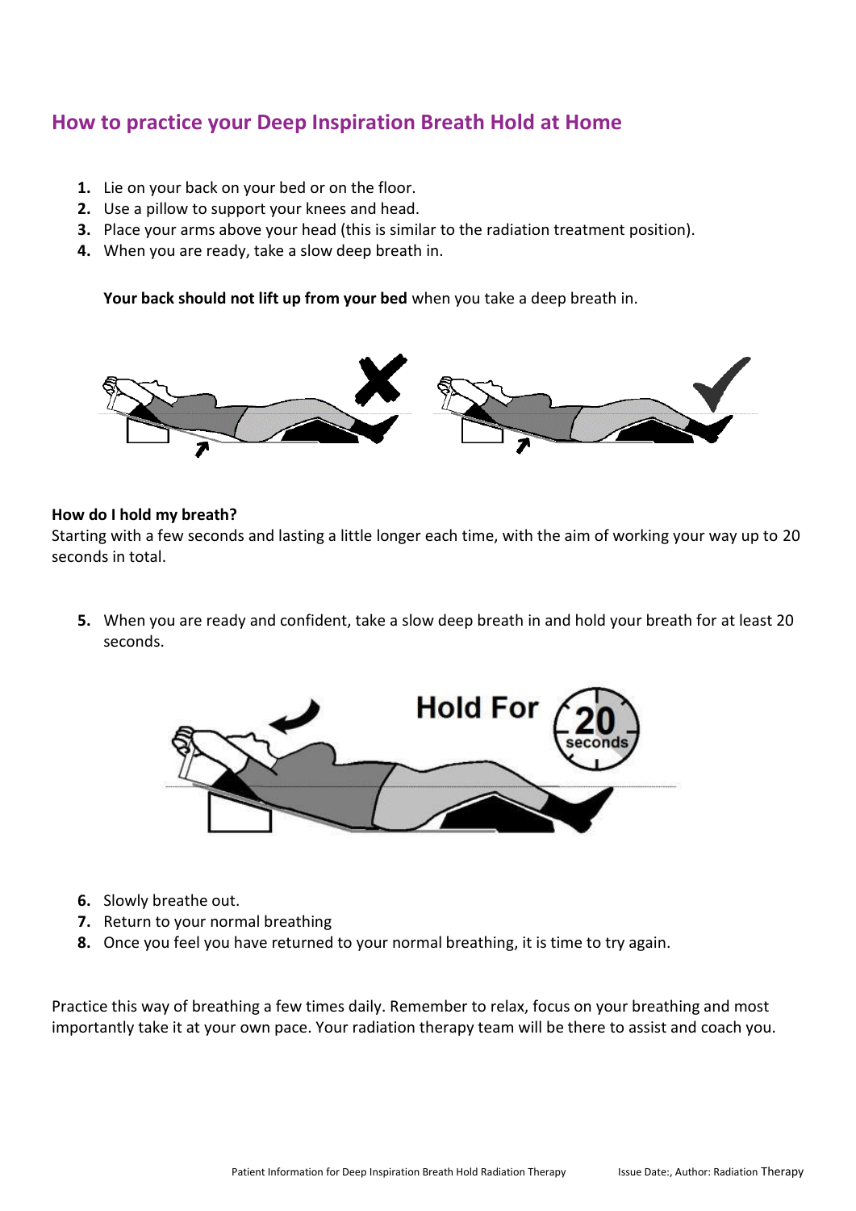## How to practice your Deep Inspiration Breath Hold at Home

1. Lie on your back on your bed or on the floor.
2. Use a pillow to support your knees and head.
3. Place your arms above your head (this is similar to the radiation treatment position).
4. When you are ready, take a slow deep breath in.

   **Your back should not lift up from your bed** when you take a deep breath in.

**How do I hold my breath?**
Starting with a few seconds and lasting a little longer each time, with the aim of working your way up to 20 seconds in total.

5. When you are ready and confident, take a slow deep breath in and hold your breath for at least 20 seconds.

Hold For 20 seconds

6. Slowly breathe out.
7. Return to your normal breathing
8. Once you feel you have returned to your normal breathing, it is time to try again.

Practice this way of breathing a few times daily. Remember to relax, focus on your breathing and most importantly take it at your own pace. Your radiation therapy team will be there to assist and coach you.